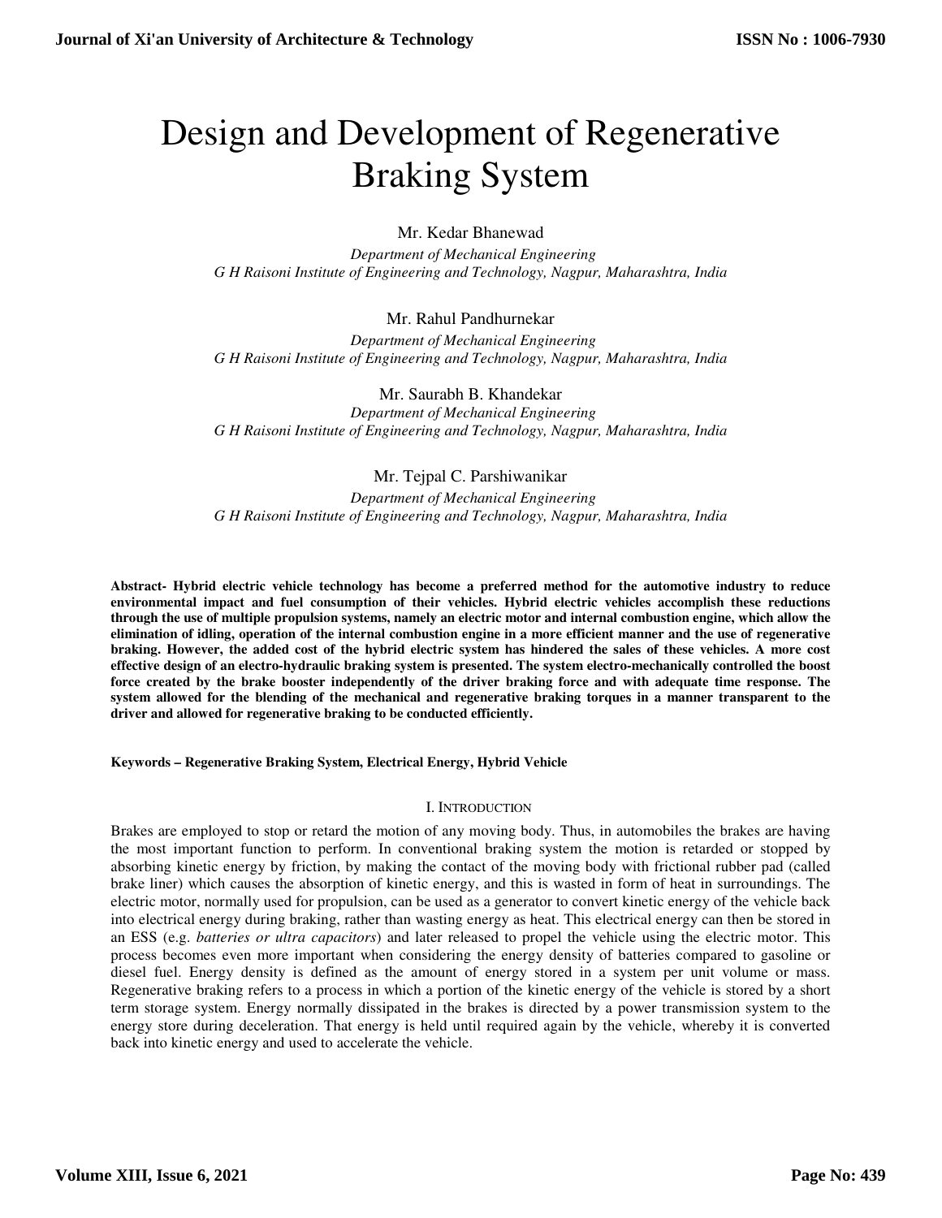# Design and Development of Regenerative Braking System

Mr. Kedar Bhanewad
*Department of Mechanical Engineering*
*G H Raisoni Institute of Engineering and Technology, Nagpur, Maharashtra, India*

Mr. Rahul Pandhurnekar
*Department of Mechanical Engineering*
*G H Raisoni Institute of Engineering and Technology, Nagpur, Maharashtra, India*

Mr. Saurabh B. Khandekar
*Department of Mechanical Engineering*
*G H Raisoni Institute of Engineering and Technology, Nagpur, Maharashtra, India*

Mr. Tejpal C. Parshiwanikar
*Department of Mechanical Engineering*
*G H Raisoni Institute of Engineering and Technology, Nagpur, Maharashtra, India*

**Abstract- Hybrid electric vehicle technology has become a preferred method for the automotive industry to reduce environmental impact and fuel consumption of their vehicles. Hybrid electric vehicles accomplish these reductions through the use of multiple propulsion systems, namely an electric motor and internal combustion engine, which allow the elimination of idling, operation of the internal combustion engine in a more efficient manner and the use of regenerative braking. However, the added cost of the hybrid electric system has hindered the sales of these vehicles. A more cost effective design of an electro-hydraulic braking system is presented. The system electro-mechanically controlled the boost force created by the brake booster independently of the driver braking force and with adequate time response. The system allowed for the blending of the mechanical and regenerative braking torques in a manner transparent to the driver and allowed for regenerative braking to be conducted efficiently.**

**Keywords – Regenerative Braking System, Electrical Energy, Hybrid Vehicle**

## I. INTRODUCTION

Brakes are employed to stop or retard the motion of any moving body. Thus, in automobiles the brakes are having the most important function to perform. In conventional braking system the motion is retarded or stopped by absorbing kinetic energy by friction, by making the contact of the moving body with frictional rubber pad (called brake liner) which causes the absorption of kinetic energy, and this is wasted in form of heat in surroundings. The electric motor, normally used for propulsion, can be used as a generator to convert kinetic energy of the vehicle back into electrical energy during braking, rather than wasting energy as heat. This electrical energy can then be stored in an ESS (e.g. *batteries or ultra capacitors*) and later released to propel the vehicle using the electric motor. This process becomes even more important when considering the energy density of batteries compared to gasoline or diesel fuel. Energy density is defined as the amount of energy stored in a system per unit volume or mass. Regenerative braking refers to a process in which a portion of the kinetic energy of the vehicle is stored by a short term storage system. Energy normally dissipated in the brakes is directed by a power transmission system to the energy store during deceleration. That energy is held until required again by the vehicle, whereby it is converted back into kinetic energy and used to accelerate the vehicle.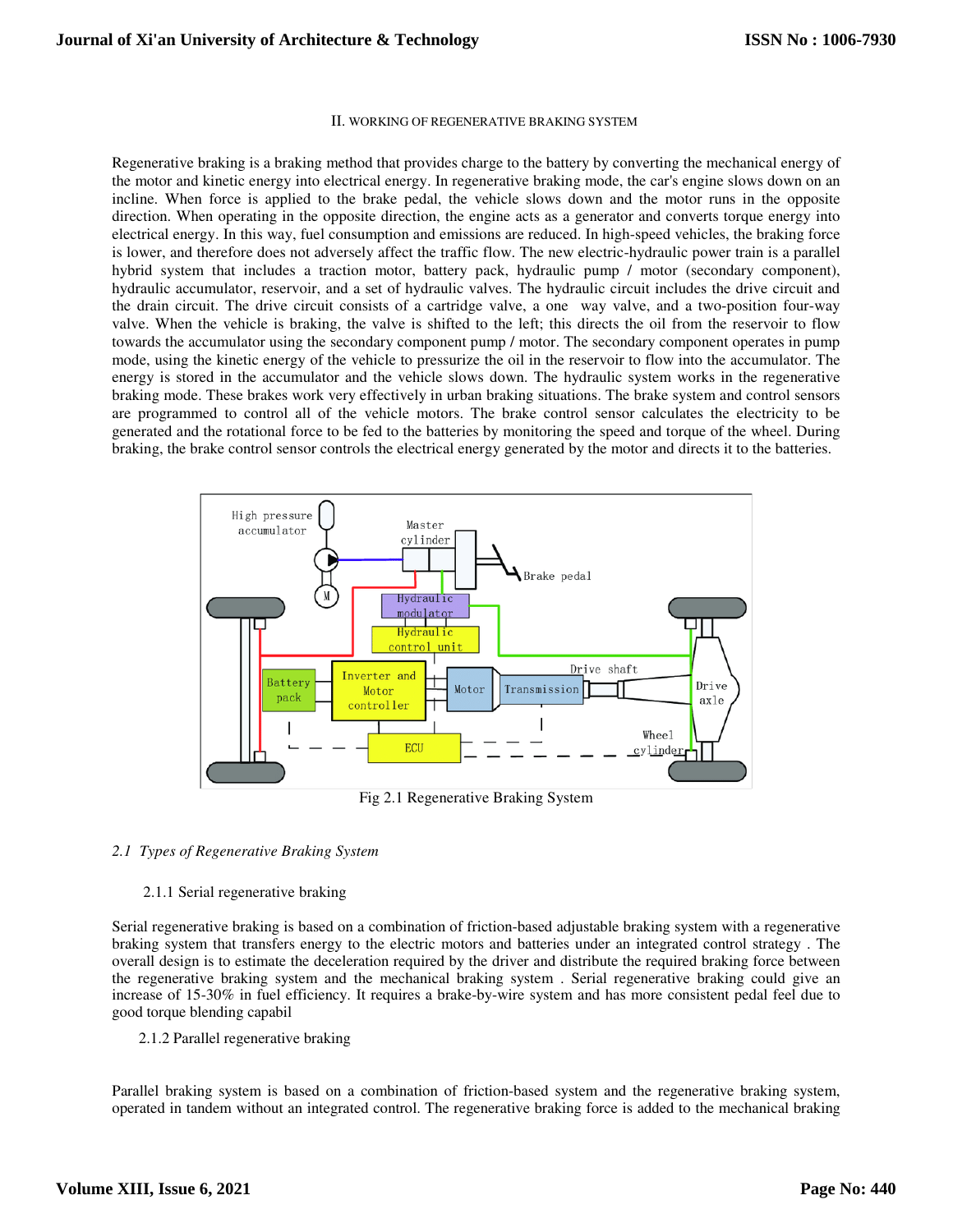## II. WORKING OF REGENERATIVE BRAKING SYSTEM

Regenerative braking is a braking method that provides charge to the battery by converting the mechanical energy of the motor and kinetic energy into electrical energy. In regenerative braking mode, the car's engine slows down on an incline. When force is applied to the brake pedal, the vehicle slows down and the motor runs in the opposite direction. When operating in the opposite direction, the engine acts as a generator and converts torque energy into electrical energy. In this way, fuel consumption and emissions are reduced. In high-speed vehicles, the braking force is lower, and therefore does not adversely affect the traffic flow. The new electric-hydraulic power train is a parallel hybrid system that includes a traction motor, battery pack, hydraulic pump / motor (secondary component), hydraulic accumulator, reservoir, and a set of hydraulic valves. The hydraulic circuit includes the drive circuit and the drain circuit. The drive circuit consists of a cartridge valve, a one way valve, and a two-position four-way valve. When the vehicle is braking, the valve is shifted to the left; this directs the oil from the reservoir to flow towards the accumulator using the secondary component pump / motor. The secondary component operates in pump mode, using the kinetic energy of the vehicle to pressurize the oil in the reservoir to flow into the accumulator. The energy is stored in the accumulator and the vehicle slows down. The hydraulic system works in the regenerative braking mode. These brakes work very effectively in urban braking situations. The brake system and control sensors are programmed to control all of the vehicle motors. The brake control sensor calculates the electricity to be generated and the rotational force to be fed to the batteries by monitoring the speed and torque of the wheel. During braking, the brake control sensor controls the electrical energy generated by the motor and directs it to the batteries.

Fig 2.1 Regenerative Braking System

### *2.1 Types of Regenerative Braking System*

#### 2.1.1 Serial regenerative braking

Serial regenerative braking is based on a combination of friction-based adjustable braking system with a regenerative braking system that transfers energy to the electric motors and batteries under an integrated control strategy . The overall design is to estimate the deceleration required by the driver and distribute the required braking force between the regenerative braking system and the mechanical braking system . Serial regenerative braking could give an increase of 15-30% in fuel efficiency. It requires a brake-by-wire system and has more consistent pedal feel due to good torque blending capabil

#### 2.1.2 Parallel regenerative braking

Parallel braking system is based on a combination of friction-based system and the regenerative braking system, operated in tandem without an integrated control. The regenerative braking force is added to the mechanical braking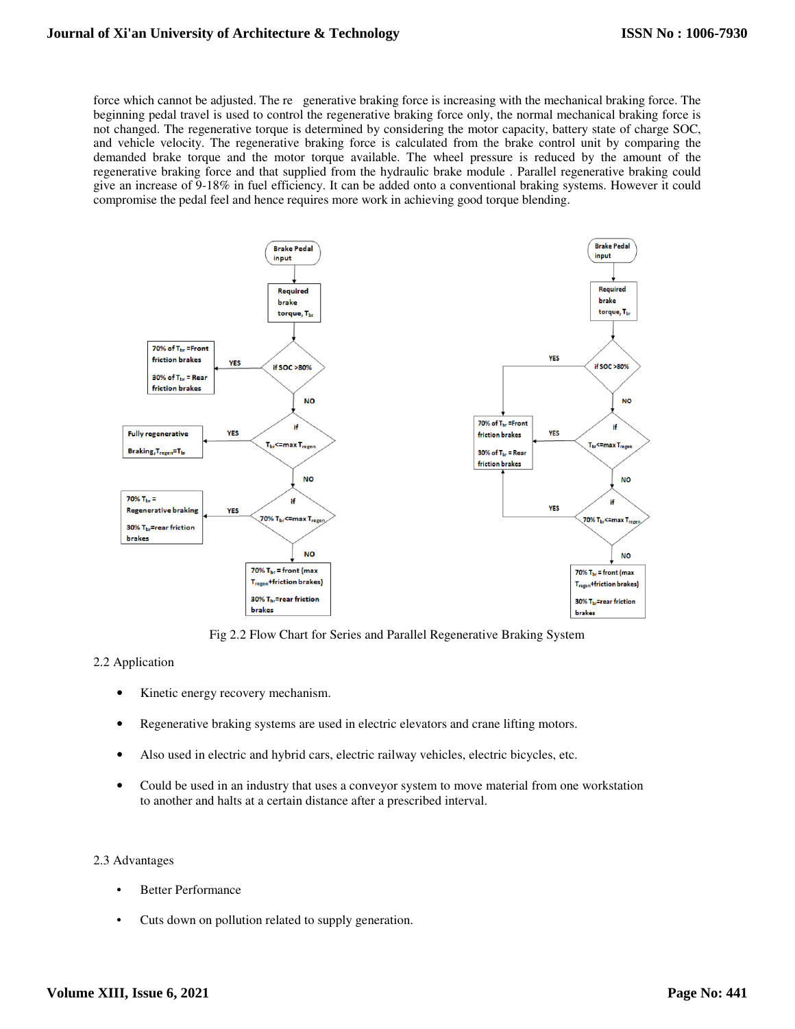force which cannot be adjusted. The re generative braking force is increasing with the mechanical braking force. The beginning pedal travel is used to control the regenerative braking force only, the normal mechanical braking force is not changed. The regenerative torque is determined by considering the motor capacity, battery state of charge SOC, and vehicle velocity. The regenerative braking force is calculated from the brake control unit by comparing the demanded brake torque and the motor torque available. The wheel pressure is reduced by the amount of the regenerative braking force and that supplied from the hydraulic brake module . Parallel regenerative braking could give an increase of 9-18% in fuel efficiency. It can be added onto a conventional braking systems. However it could compromise the pedal feel and hence requires more work in achieving good torque blending.

Fig 2.2 Flow Chart for Series and Parallel Regenerative Braking System

2.2 Application

- Kinetic energy recovery mechanism.
- Regenerative braking systems are used in electric elevators and crane lifting motors.
- Also used in electric and hybrid cars, electric railway vehicles, electric bicycles, etc.
- Could be used in an industry that uses a conveyor system to move material from one workstation to another and halts at a certain distance after a prescribed interval.

2.3 Advantages

- Better Performance
- Cuts down on pollution related to supply generation.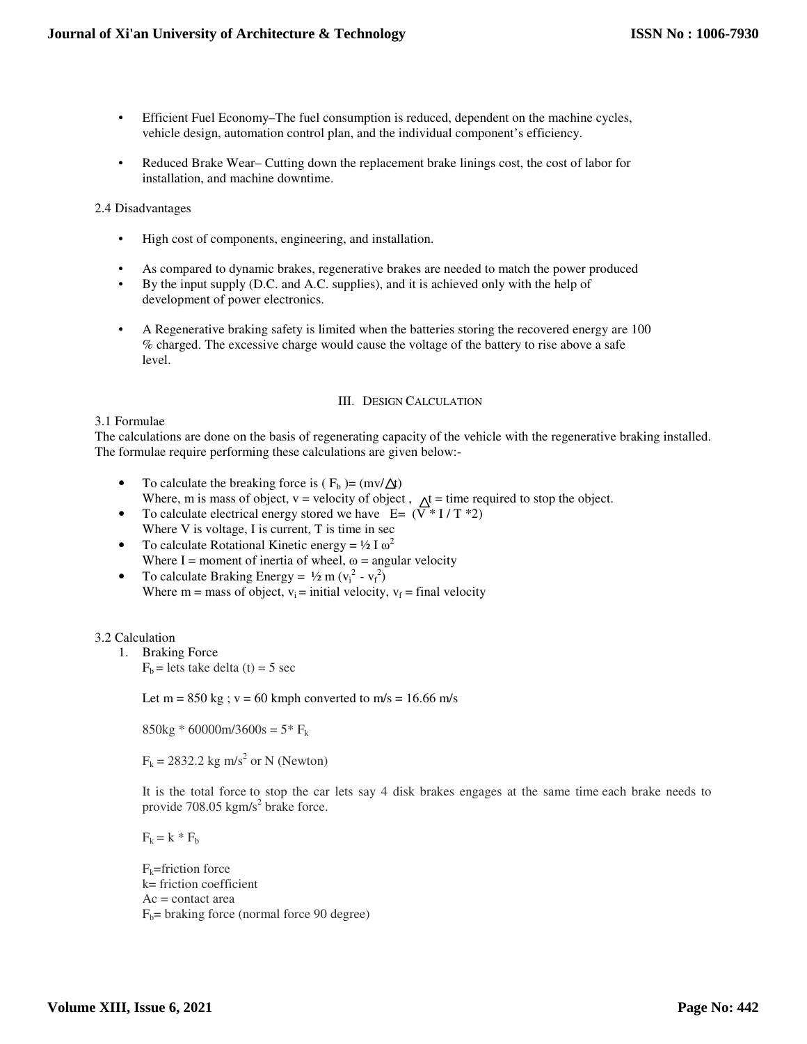- Efficient Fuel Economy–The fuel consumption is reduced, dependent on the machine cycles, vehicle design, automation control plan, and the individual component's efficiency.

- Reduced Brake Wear– Cutting down the replacement brake linings cost, the cost of labor for installation, and machine downtime.

2.4 Disadvantages

- High cost of components, engineering, and installation.

- As compared to dynamic brakes, regenerative brakes are needed to match the power produced
- By the input supply (D.C. and A.C. supplies), and it is achieved only with the help of development of power electronics.

- A Regenerative braking safety is limited when the batteries storing the recovered energy are 100 % charged. The excessive charge would cause the voltage of the battery to rise above a safe level.

## III. Design Calculation

3.1 Formulae

The calculations are done on the basis of regenerating capacity of the vehicle with the regenerative braking installed. The formulae require performing these calculations are given below:-

- To calculate the breaking force is ( $F_b$ )= ($mv/\Delta t$)
  Where, m is mass of object, v = velocity of object , $\Delta t$ = time required to stop the object.
- To calculate electrical energy stored we have E= ($V * I / T *2$)
  Where V is voltage, I is current, T is time in sec
- To calculate Rotational Kinetic energy = $\frac{1}{2} I \omega^2$
  Where I = moment of inertia of wheel, ω = angular velocity
- To calculate Braking Energy = $\frac{1}{2} m (v_i^2 - v_f^2)$
  Where m = mass of object, $v_i$ = initial velocity, $v_f$ = final velocity

3.2 Calculation

1. Braking Force

   $F_b$ = lets take delta (t) = 5 sec

   Let m = 850 kg ; v = 60 kmph converted to m/s = 16.66 m/s

   850kg * 60000m/3600s = 5* $F_k$

   $F_k$ = 2832.2 kg m/s$^2$ or N (Newton)

   It is the total force to stop the car lets say 4 disk brakes engages at the same time each brake needs to provide 708.05 kgm/s$^2$ brake force.

   $F_k = k * F_b$

   $F_k$=friction force
   k= friction coefficient
   Ac = contact area
   $F_b$= braking force (normal force 90 degree)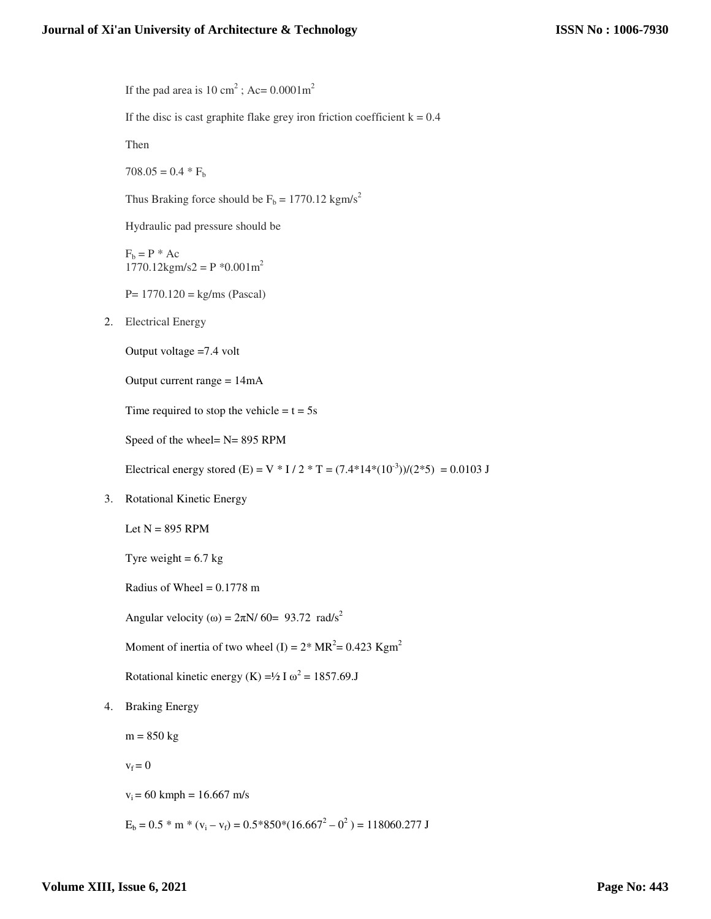If the pad area is 10 $cm^2$ ; Ac= 0.0001$m^2$

If the disc is cast graphite flake grey iron friction coefficient k = 0.4

Then

$708.05 = 0.4 * F_b$

Thus Braking force should be $F_b$ = 1770.12 kgm/$s^2$

Hydraulic pad pressure should be

$F_b = P * Ac$
1770.12kgm/s2 = P *0.001$m^2$

P= 1770.120 = kg/ms (Pascal)

2. Electrical Energy

   Output voltage =7.4 volt

   Output current range = 14mA

   Time required to stop the vehicle = t = 5s

   Speed of the wheel= N= 895 RPM

   Electrical energy stored (E) = V * I / 2 * T = $(7.4*14*(10^{-3}))/(2*5)$ = 0.0103 J

3. Rotational Kinetic Energy

   Let N = 895 RPM

   Tyre weight = 6.7 kg

   Radius of Wheel = 0.1778 m

   Angular velocity ($\omega$) = $2\pi N/ 60$= 93.72 rad/$s^2$

   Moment of inertia of two wheel (I) = $2* MR^2$= 0.423 Kg$m^2$

   Rotational kinetic energy (K) =$\frac{1}{2} I \omega^2$ = 1857.69.J

4. Braking Energy

   m = 850 kg

   $v_f = 0$

   $v_i$ = 60 kmph = 16.667 m/s

   $E_b = 0.5 * m * (v_i - v_f) = 0.5*850*(16.667^2 - 0^2) = 118060.277$ J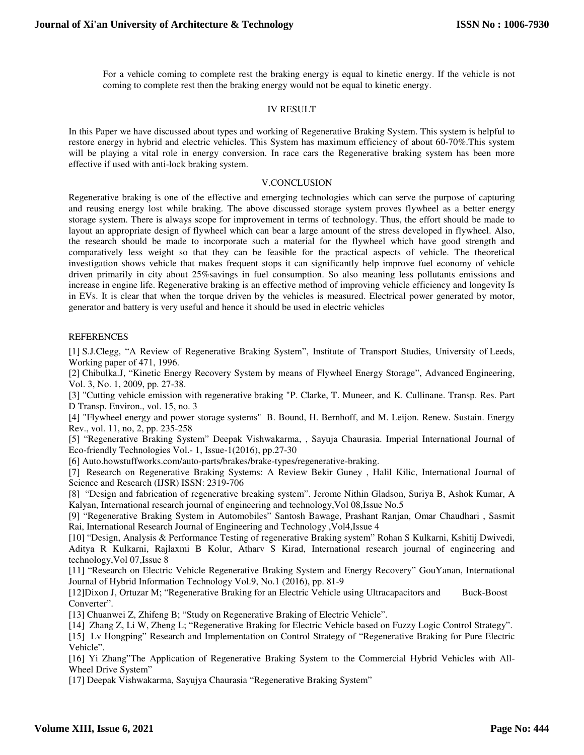For a vehicle coming to complete rest the braking energy is equal to kinetic energy. If the vehicle is not coming to complete rest then the braking energy would not be equal to kinetic energy.

## IV RESULT

In this Paper we have discussed about types and working of Regenerative Braking System. This system is helpful to restore energy in hybrid and electric vehicles. This System has maximum efficiency of about 60-70%.This system will be playing a vital role in energy conversion. In race cars the Regenerative braking system has been more effective if used with anti-lock braking system.

## V.CONCLUSION

Regenerative braking is one of the effective and emerging technologies which can serve the purpose of capturing and reusing energy lost while braking. The above discussed storage system proves flywheel as a better energy storage system. There is always scope for improvement in terms of technology. Thus, the effort should be made to layout an appropriate design of flywheel which can bear a large amount of the stress developed in flywheel. Also, the research should be made to incorporate such a material for the flywheel which have good strength and comparatively less weight so that they can be feasible for the practical aspects of vehicle. The theoretical investigation shows vehicle that makes frequent stops it can significantly help improve fuel economy of vehicle driven primarily in city about 25%savings in fuel consumption. So also meaning less pollutants emissions and increase in engine life. Regenerative braking is an effective method of improving vehicle efficiency and longevity Is in EVs. It is clear that when the torque driven by the vehicles is measured. Electrical power generated by motor, generator and battery is very useful and hence it should be used in electric vehicles

## REFERENCES

[1] S.J.Clegg, "A Review of Regenerative Braking System", Institute of Transport Studies, University of Leeds, Working paper of 471, 1996.

[2] Chibulka.J, "Kinetic Energy Recovery System by means of Flywheel Energy Storage", Advanced Engineering, Vol. 3, No. 1, 2009, pp. 27-38.

[3] "Cutting vehicle emission with regenerative braking "P. Clarke, T. Muneer, and K. Cullinane. Transp. Res. Part D Transp. Environ., vol. 15, no. 3

[4] "Flywheel energy and power storage systems" B. Bound, H. Bernhoff, and M. Leijon. Renew. Sustain. Energy Rev., vol. 11, no, 2, pp. 235-258

[5] "Regenerative Braking System" Deepak Vishwakarma, , Sayuja Chaurasia. Imperial International Journal of Eco-friendly Technologies Vol.- 1, Issue-1(2016), pp.27-30

[6] Auto.howstuffworks.com/auto-parts/brakes/brake-types/regenerative-braking.

[7] Research on Regenerative Braking Systems: A Review Bekir Guney , Halil Kilic, International Journal of Science and Research (IJSR) ISSN: 2319-706

[8] "Design and fabrication of regenerative breaking system". Jerome Nithin Gladson, Suriya B, Ashok Kumar, A Kalyan, International research journal of engineering and technology,Vol 08,Issue No.5

[9] "Regenerative Braking System in Automobiles" Santosh Bawage, Prashant Ranjan, Omar Chaudhari , Sasmit Rai, International Research Journal of Engineering and Technology ,Vol4,Issue 4

[10] "Design, Analysis & Performance Testing of regenerative Braking system" Rohan S Kulkarni, Kshitij Dwivedi, Aditya R Kulkarni, Rajlaxmi B Kolur, Atharv S Kirad, International research journal of engineering and technology,Vol 07,Issue 8

[11] "Research on Electric Vehicle Regenerative Braking System and Energy Recovery" GouYanan, International Journal of Hybrid Information Technology Vol.9, No.1 (2016), pp. 81-9

[12]Dixon J, Ortuzar M; "Regenerative Braking for an Electric Vehicle using Ultracapacitors and Buck-Boost Converter".

[13] Chuanwei Z, Zhifeng B; "Study on Regenerative Braking of Electric Vehicle".

[14] Zhang Z, Li W, Zheng L; "Regenerative Braking for Electric Vehicle based on Fuzzy Logic Control Strategy".

[15] Lv Hongping" Research and Implementation on Control Strategy of "Regenerative Braking for Pure Electric Vehicle".

[16] Yi Zhang"The Application of Regenerative Braking System to the Commercial Hybrid Vehicles with All-Wheel Drive System"

[17] Deepak Vishwakarma, Sayujya Chaurasia "Regenerative Braking System"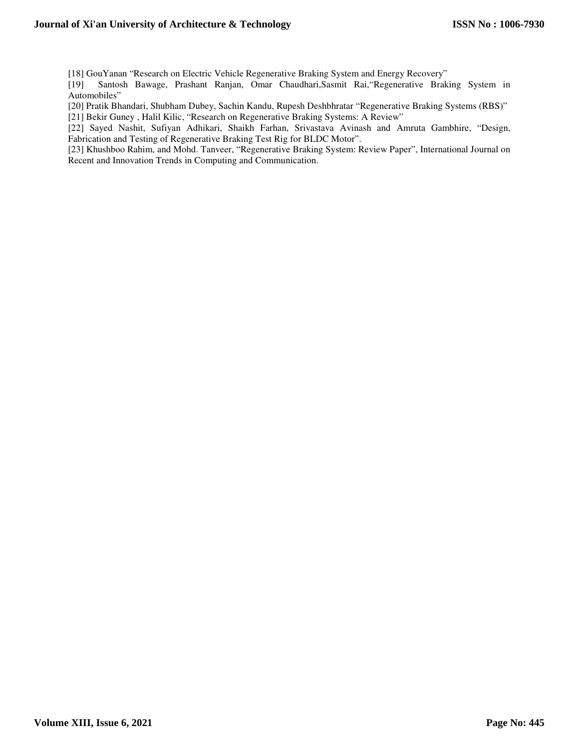[18] GouYanan "Research on Electric Vehicle Regenerative Braking System and Energy Recovery"

[19] Santosh Bawage, Prashant Ranjan, Omar Chaudhari,Sasmit Rai,"Regenerative Braking System in Automobiles"

[20] Pratik Bhandari, Shubham Dubey, Sachin Kandu, Rupesh Deshbhratar "Regenerative Braking Systems (RBS)"

[21] Bekir Guney , Halil Kilic, "Research on Regenerative Braking Systems: A Review"

[22] Sayed Nashit, Sufiyan Adhikari, Shaikh Farhan, Srivastava Avinash and Amruta Gambhire, "Design, Fabrication and Testing of Regenerative Braking Test Rig for BLDC Motor".

[23] Khushboo Rahim, and Mohd. Tanveer, "Regenerative Braking System: Review Paper", International Journal on Recent and Innovation Trends in Computing and Communication.